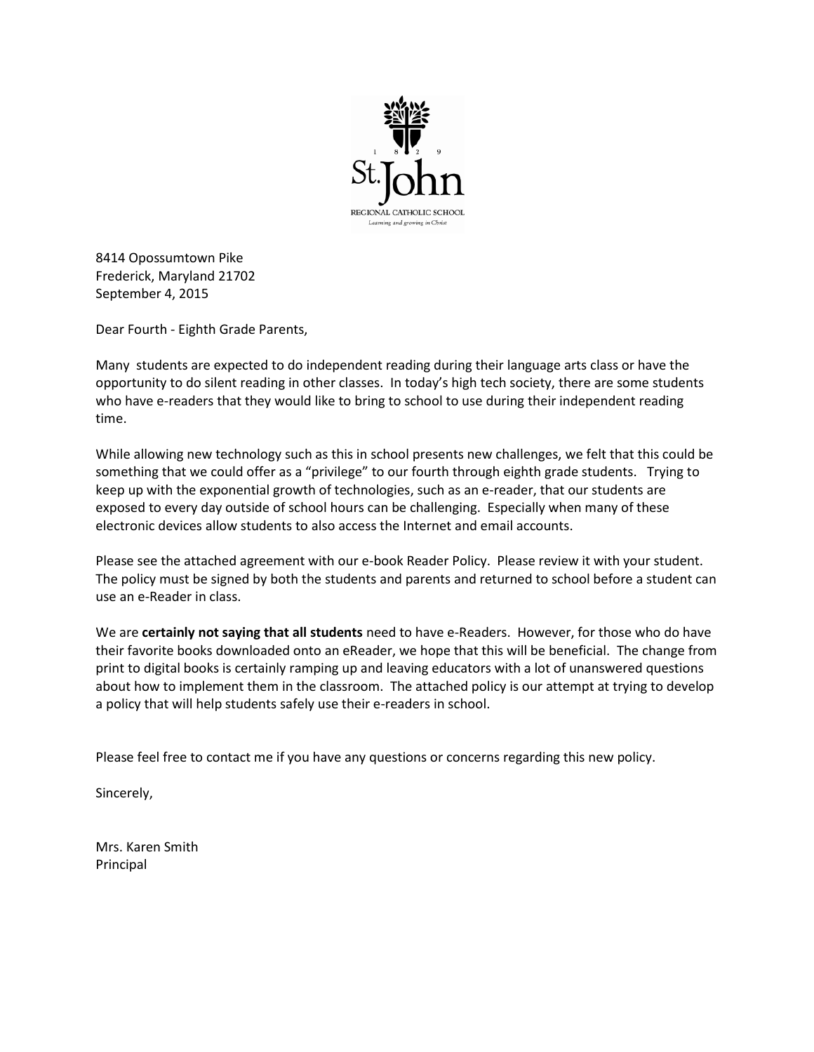1 8 2 9

St. John

REGIONAL CATHOLIC SCHOOL

*Learning and growing in Christ*

8414 Opossumtown Pike
Frederick, Maryland 21702
September 4, 2015

Dear Fourth - Eighth Grade Parents,

Many students are expected to do independent reading during their language arts class or have the opportunity to do silent reading in other classes. In today's high tech society, there are some students who have e-readers that they would like to bring to school to use during their independent reading time.

While allowing new technology such as this in school presents new challenges, we felt that this could be something that we could offer as a "privilege" to our fourth through eighth grade students. Trying to keep up with the exponential growth of technologies, such as an e-reader, that our students are exposed to every day outside of school hours can be challenging. Especially when many of these electronic devices allow students to also access the Internet and email accounts.

Please see the attached agreement with our e-book Reader Policy. Please review it with your student. The policy must be signed by both the students and parents and returned to school before a student can use an e-Reader in class.

We are **certainly not saying that all students** need to have e-Readers. However, for those who do have their favorite books downloaded onto an eReader, we hope that this will be beneficial. The change from print to digital books is certainly ramping up and leaving educators with a lot of unanswered questions about how to implement them in the classroom. The attached policy is our attempt at trying to develop a policy that will help students safely use their e-readers in school.

Please feel free to contact me if you have any questions or concerns regarding this new policy.

Sincerely,

Mrs. Karen Smith
Principal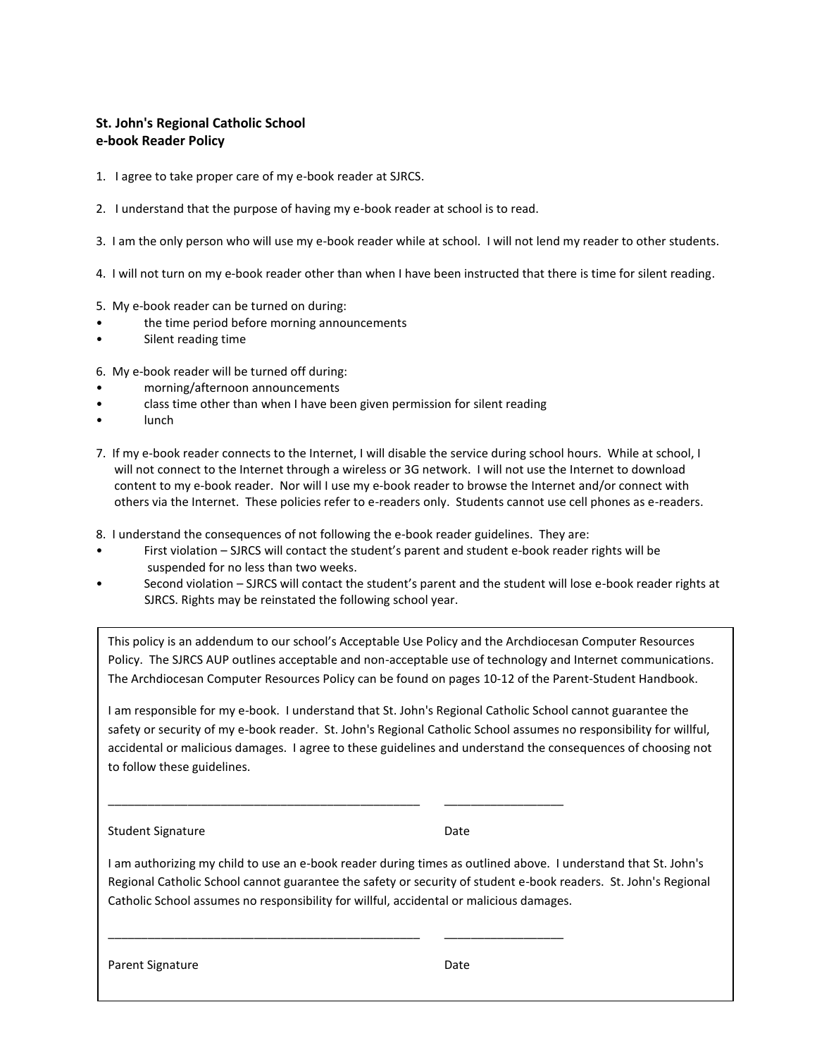**St. John's Regional Catholic School**
**e-book Reader Policy**

1. I agree to take proper care of my e-book reader at SJRCS.

2. I understand that the purpose of having my e-book reader at school is to read.

3. I am the only person who will use my e-book reader while at school. I will not lend my reader to other students.

4. I will not turn on my e-book reader other than when I have been instructed that there is time for silent reading.

5. My e-book reader can be turned on during:
   - the time period before morning announcements
   - Silent reading time

6. My e-book reader will be turned off during:
   - morning/afternoon announcements
   - class time other than when I have been given permission for silent reading
   - lunch

7. If my e-book reader connects to the Internet, I will disable the service during school hours. While at school, I will not connect to the Internet through a wireless or 3G network. I will not use the Internet to download content to my e-book reader. Nor will I use my e-book reader to browse the Internet and/or connect with others via the Internet. These policies refer to e-readers only. Students cannot use cell phones as e-readers.

8. I understand the consequences of not following the e-book reader guidelines. They are:
   - First violation – SJRCS will contact the student's parent and student e-book reader rights will be suspended for no less than two weeks.
   - Second violation – SJRCS will contact the student's parent and the student will lose e-book reader rights at SJRCS. Rights may be reinstated the following school year.

This policy is an addendum to our school's Acceptable Use Policy and the Archdiocesan Computer Resources Policy. The SJRCS AUP outlines acceptable and non-acceptable use of technology and Internet communications. The Archdiocesan Computer Resources Policy can be found on pages 10-12 of the Parent-Student Handbook.

I am responsible for my e-book. I understand that St. John's Regional Catholic School cannot guarantee the safety or security of my e-book reader. St. John's Regional Catholic School assumes no responsibility for willful, accidental or malicious damages. I agree to these guidelines and understand the consequences of choosing not to follow these guidelines.

_______________________________________________ __________________

Student Signature Date

I am authorizing my child to use an e-book reader during times as outlined above. I understand that St. John's Regional Catholic School cannot guarantee the safety or security of student e-book readers. St. John's Regional Catholic School assumes no responsibility for willful, accidental or malicious damages.

_______________________________________________ __________________

Parent Signature Date